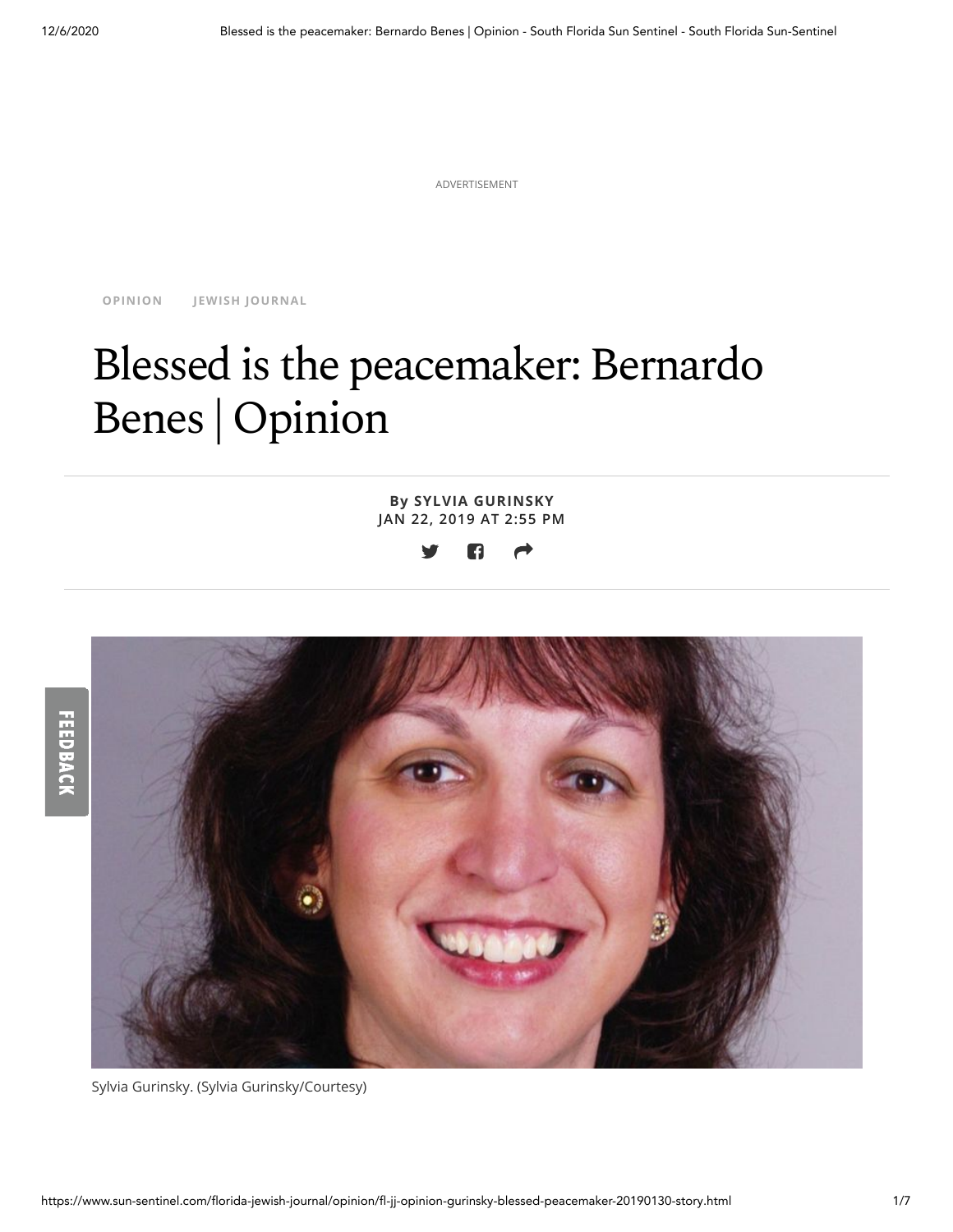OPINION JEWISH JOURNAL

# Blessed is the peacemaker: Bernardo Benes | Opinion

**By SYLVIA GURINSKY**
**JAN 22, 2019 AT 2:55 PM**

Sylvia Gurinsky. (Sylvia Gurinsky/Courtesy)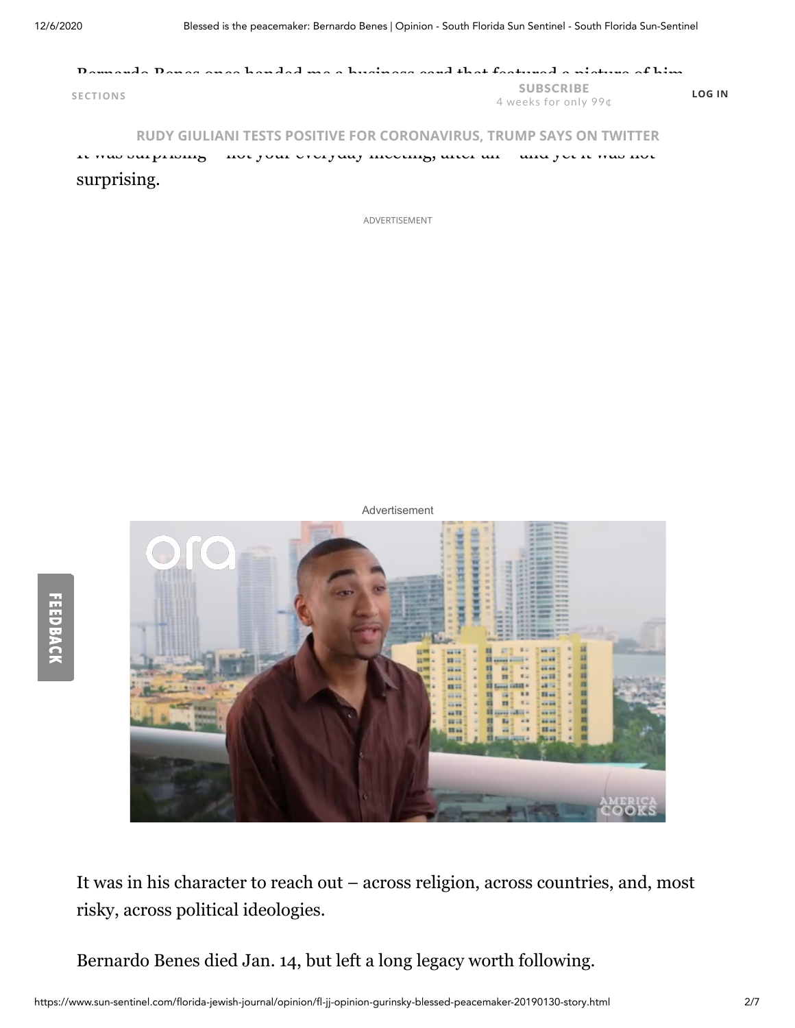Bernardo Benes once handed me a business card that featured a picture of him

It was surprising – not your everyday meeting, after all – and yet it was not surprising.

It was in his character to reach out – across religion, across countries, and, most risky, across political ideologies.

Bernardo Benes died Jan. 14, but left a long legacy worth following.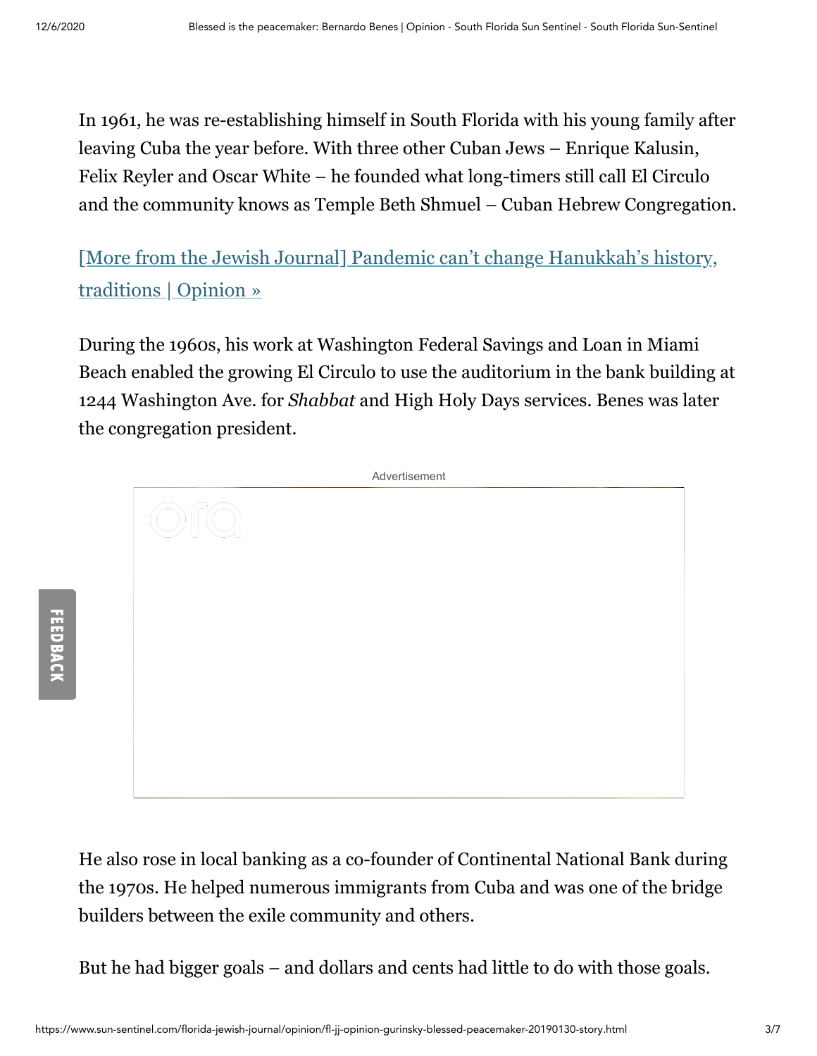In 1961, he was re-establishing himself in South Florida with his young family after leaving Cuba the year before. With three other Cuban Jews – Enrique Kalusin, Felix Reyler and Oscar White – he founded what long-timers still call El Circulo and the community knows as Temple Beth Shmuel – Cuban Hebrew Congregation.

[More from the Jewish Journal] Pandemic can't change Hanukkah's history, traditions | Opinion »

During the 1960s, his work at Washington Federal Savings and Loan in Miami Beach enabled the growing El Circulo to use the auditorium in the bank building at 1244 Washington Ave. for *Shabbat* and High Holy Days services. Benes was later the congregation president.

He also rose in local banking as a co-founder of Continental National Bank during the 1970s. He helped numerous immigrants from Cuba and was one of the bridge builders between the exile community and others.

But he had bigger goals – and dollars and cents had little to do with those goals.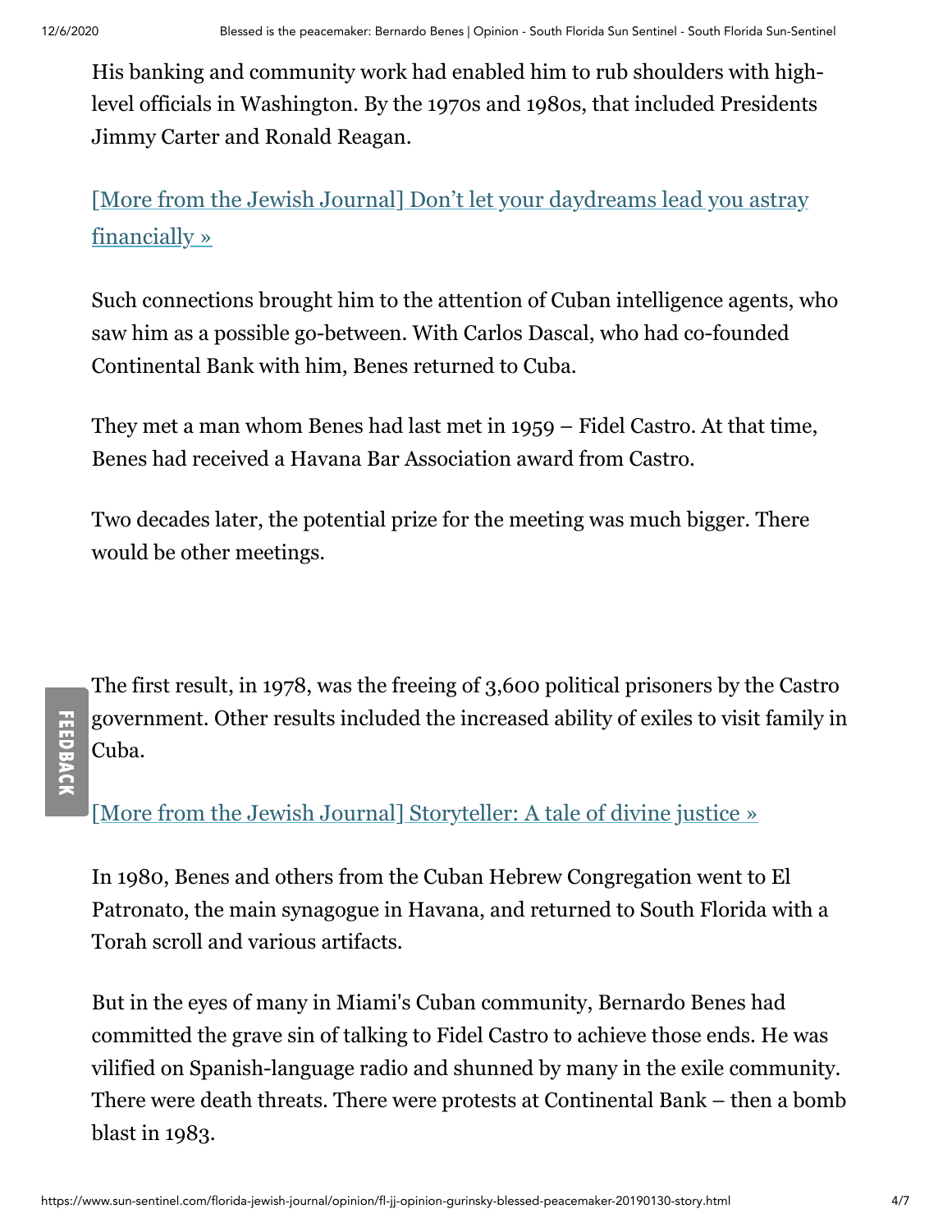His banking and community work had enabled him to rub shoulders with high-level officials in Washington. By the 1970s and 1980s, that included Presidents Jimmy Carter and Ronald Reagan.

[More from the Jewish Journal] Don't let your daydreams lead you astray financially »

Such connections brought him to the attention of Cuban intelligence agents, who saw him as a possible go-between. With Carlos Dascal, who had co-founded Continental Bank with him, Benes returned to Cuba.

They met a man whom Benes had last met in 1959 – Fidel Castro. At that time, Benes had received a Havana Bar Association award from Castro.

Two decades later, the potential prize for the meeting was much bigger. There would be other meetings.

The first result, in 1978, was the freeing of 3,600 political prisoners by the Castro government. Other results included the increased ability of exiles to visit family in Cuba.

[More from the Jewish Journal] Storyteller: A tale of divine justice »

In 1980, Benes and others from the Cuban Hebrew Congregation went to El Patronato, the main synagogue in Havana, and returned to South Florida with a Torah scroll and various artifacts.

But in the eyes of many in Miami's Cuban community, Bernardo Benes had committed the grave sin of talking to Fidel Castro to achieve those ends. He was vilified on Spanish-language radio and shunned by many in the exile community. There were death threats. There were protests at Continental Bank – then a bomb blast in 1983.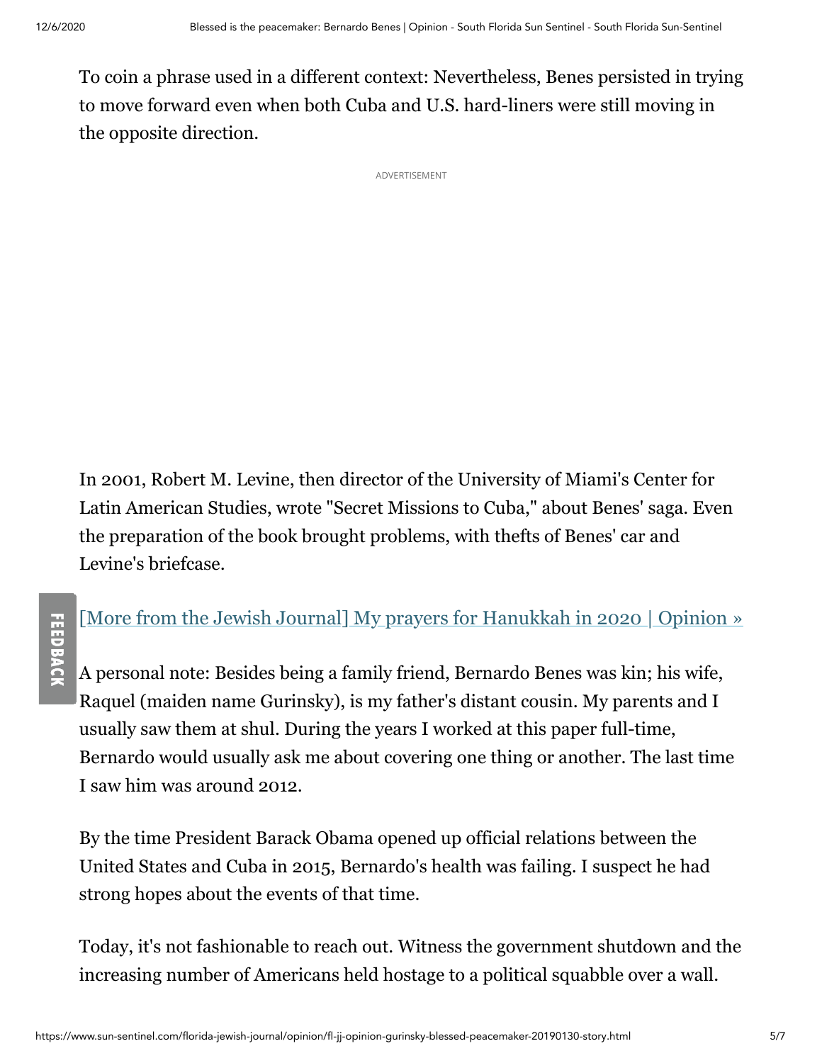To coin a phrase used in a different context: Nevertheless, Benes persisted in trying to move forward even when both Cuba and U.S. hard-liners were still moving in the opposite direction.

In 2001, Robert M. Levine, then director of the University of Miami's Center for Latin American Studies, wrote "Secret Missions to Cuba," about Benes' saga. Even the preparation of the book brought problems, with thefts of Benes' car and Levine's briefcase.

[More from the Jewish Journal] My prayers for Hanukkah in 2020 | Opinion »

A personal note: Besides being a family friend, Bernardo Benes was kin; his wife, Raquel (maiden name Gurinsky), is my father's distant cousin. My parents and I usually saw them at shul. During the years I worked at this paper full-time, Bernardo would usually ask me about covering one thing or another. The last time I saw him was around 2012.

By the time President Barack Obama opened up official relations between the United States and Cuba in 2015, Bernardo's health was failing. I suspect he had strong hopes about the events of that time.

Today, it's not fashionable to reach out. Witness the government shutdown and the increasing number of Americans held hostage to a political squabble over a wall.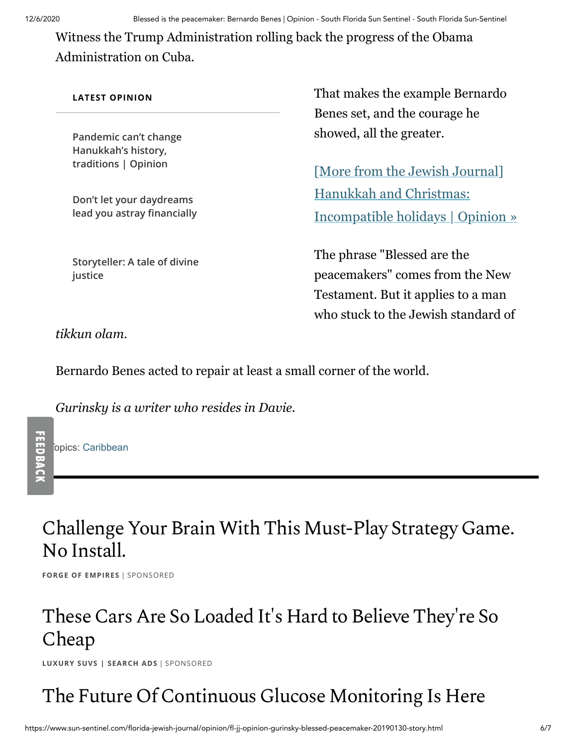Witness the Trump Administration rolling back the progress of the Obama Administration on Cuba.

That makes the example Bernardo Benes set, and the courage he showed, all the greater.

[More from the Jewish Journal] Hanukkah and Christmas: Incompatible holidays | Opinion »

The phrase "Blessed are the peacemakers" comes from the New Testament. But it applies to a man who stuck to the Jewish standard of *tikkun olam*.

Bernardo Benes acted to repair at least a small corner of the world.

*Gurinsky is a writer who resides in Davie.*

Topics: Caribbean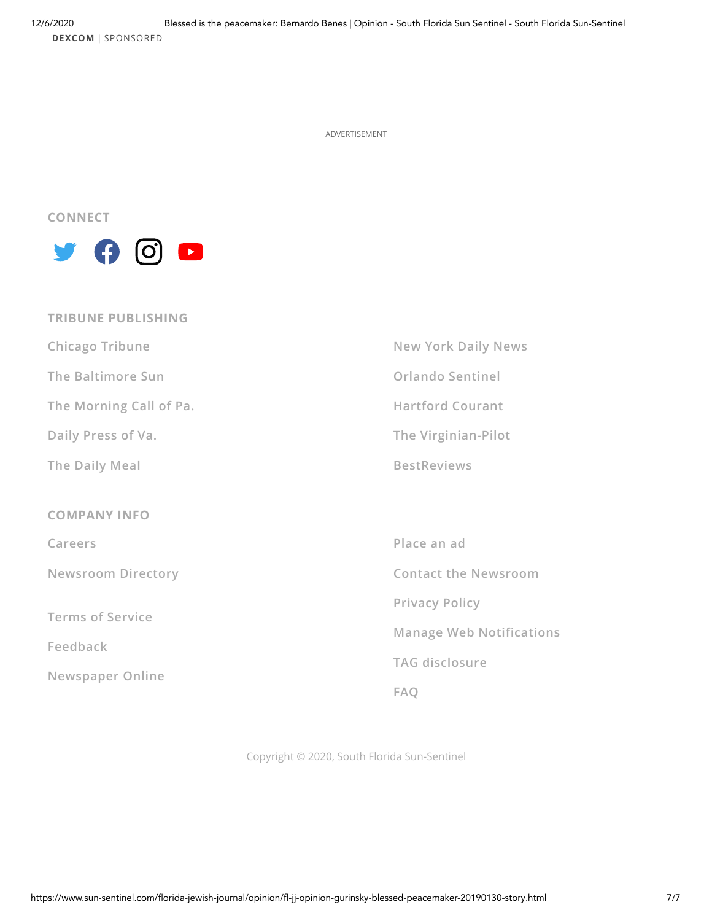**DEXCOM** | SPONSORED

ADVERTISEMENT

## CONNECT

## TRIBUNE PUBLISHING

Chicago Tribune

New York Daily News

The Baltimore Sun

Orlando Sentinel

The Morning Call of Pa.

Hartford Courant

Daily Press of Va.

The Virginian-Pilot

The Daily Meal

BestReviews

## COMPANY INFO

Careers

Place an ad

Newsroom Directory

Contact the Newsroom

Privacy Policy

Terms of Service

Manage Web Notifications

Feedback

TAG disclosure

Newspaper Online

FAQ

Copyright © 2020, South Florida Sun-Sentinel